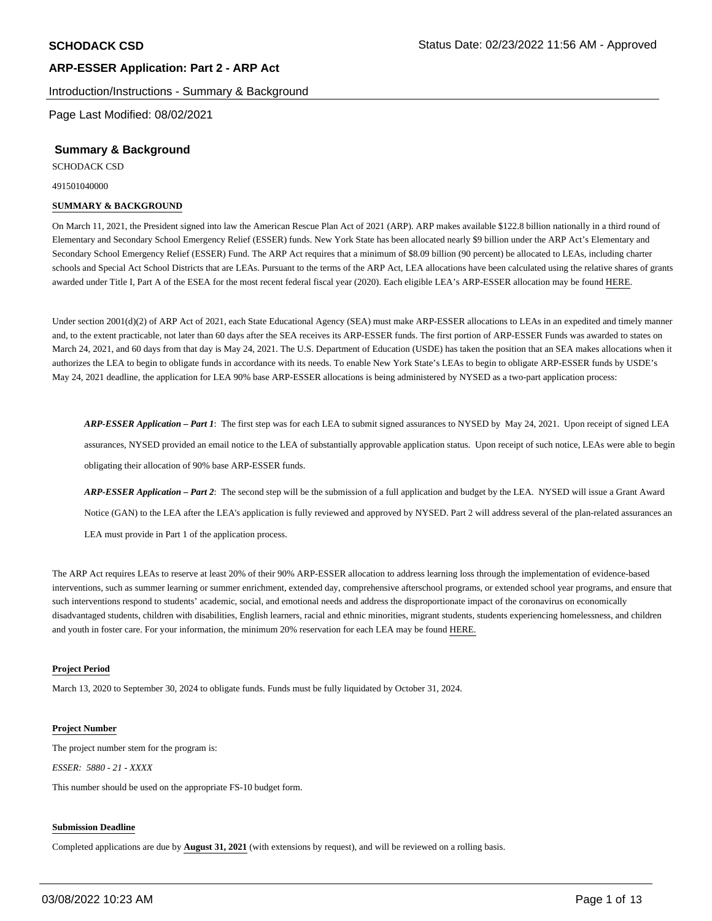**SCHODACK CSD** Status Date: 02/23/2022 11:56 AM - Approved

**ARP-ESSER Application: Part 2 - ARP Act**

Introduction/Instructions - Summary & Background

Page Last Modified: 08/02/2021

## Summary & Background

SCHODACK CSD

491501040000

**SUMMARY & BACKGROUND**

On March 11, 2021, the President signed into law the American Rescue Plan Act of 2021 (ARP). ARP makes available $122.8 billion nationally in a third round of Elementary and Secondary School Emergency Relief (ESSER) funds. New York State has been allocated nearly $9 billion under the ARP Act's Elementary and Secondary School Emergency Relief (ESSER) Fund. The ARP Act requires that a minimum of $8.09 billion (90 percent) be allocated to LEAs, including charter schools and Special Act School Districts that are LEAs. Pursuant to the terms of the ARP Act, LEA allocations have been calculated using the relative shares of grants awarded under Title I, Part A of the ESEA for the most recent federal fiscal year (2020). Each eligible LEA's ARP-ESSER allocation may be found HERE.

Under section 2001(d)(2) of ARP Act of 2021, each State Educational Agency (SEA) must make ARP-ESSER allocations to LEAs in an expedited and timely manner and, to the extent practicable, not later than 60 days after the SEA receives its ARP-ESSER funds. The first portion of ARP-ESSER Funds was awarded to states on March 24, 2021, and 60 days from that day is May 24, 2021. The U.S. Department of Education (USDE) has taken the position that an SEA makes allocations when it authorizes the LEA to begin to obligate funds in accordance with its needs. To enable New York State's LEAs to begin to obligate ARP-ESSER funds by USDE's May 24, 2021 deadline, the application for LEA 90% base ARP-ESSER allocations is being administered by NYSED as a two-part application process:

> ***ARP-ESSER Application – Part 1***: The first step was for each LEA to submit signed assurances to NYSED by May 24, 2021. Upon receipt of signed LEA assurances, NYSED provided an email notice to the LEA of substantially approvable application status. Upon receipt of such notice, LEAs were able to begin obligating their allocation of 90% base ARP-ESSER funds.
>
> ***ARP-ESSER Application – Part 2***: The second step will be the submission of a full application and budget by the LEA. NYSED will issue a Grant Award Notice (GAN) to the LEA after the LEA's application is fully reviewed and approved by NYSED. Part 2 will address several of the plan-related assurances an LEA must provide in Part 1 of the application process.

The ARP Act requires LEAs to reserve at least 20% of their 90% ARP-ESSER allocation to address learning loss through the implementation of evidence-based interventions, such as summer learning or summer enrichment, extended day, comprehensive afterschool programs, or extended school year programs, and ensure that such interventions respond to students' academic, social, and emotional needs and address the disproportionate impact of the coronavirus on economically disadvantaged students, children with disabilities, English learners, racial and ethnic minorities, migrant students, students experiencing homelessness, and children and youth in foster care. For your information, the minimum 20% reservation for each LEA may be found HERE.

**Project Period**

March 13, 2020 to September 30, 2024 to obligate funds. Funds must be fully liquidated by October 31, 2024.

**Project Number**

The project number stem for the program is:

*ESSER: 5880 - 21 - XXXX*

This number should be used on the appropriate FS-10 budget form.

**Submission Deadline**

Completed applications are due by **August 31, 2021** (with extensions by request), and will be reviewed on a rolling basis.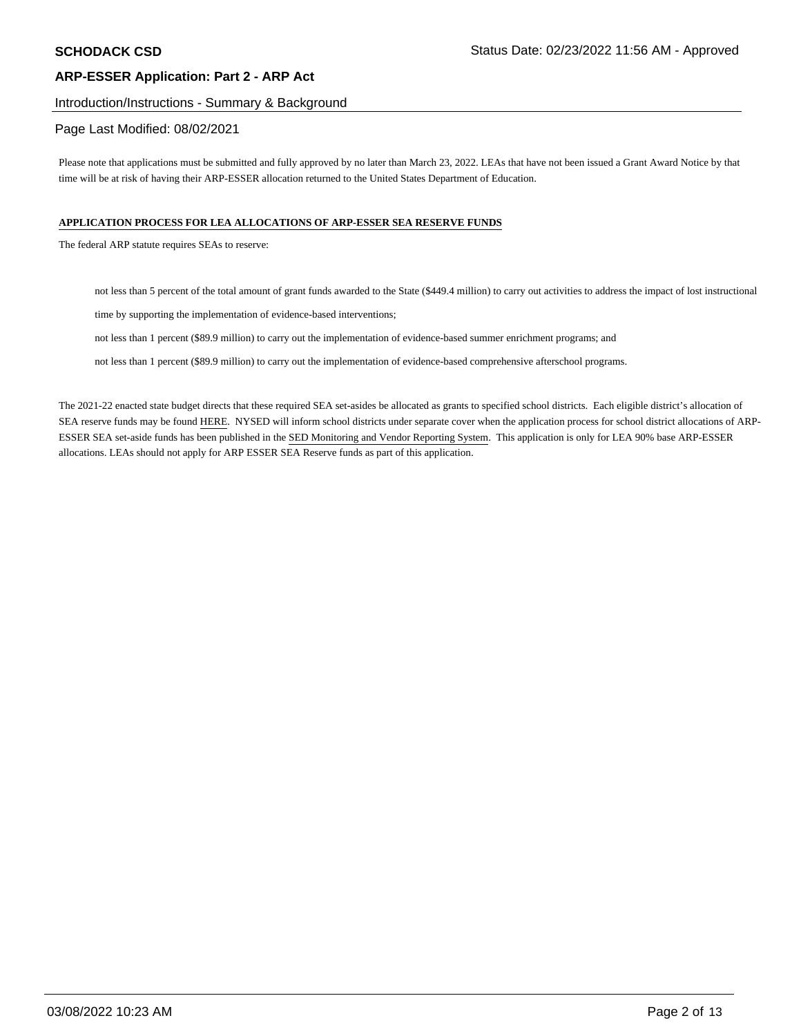## ARP-ESSER Application: Part 2 - ARP Act

Introduction/Instructions - Summary & Background

Page Last Modified: 08/02/2021

Please note that applications must be submitted and fully approved by no later than March 23, 2022. LEAs that have not been issued a Grant Award Notice by that time will be at risk of having their ARP-ESSER allocation returned to the United States Department of Education.

**APPLICATION PROCESS FOR LEA ALLOCATIONS OF ARP-ESSER SEA RESERVE FUNDS**

The federal ARP statute requires SEAs to reserve:

- not less than 5 percent of the total amount of grant funds awarded to the State ($449.4 million) to carry out activities to address the impact of lost instructional time by supporting the implementation of evidence-based interventions;
- not less than 1 percent ($89.9 million) to carry out the implementation of evidence-based summer enrichment programs; and
- not less than 1 percent ($89.9 million) to carry out the implementation of evidence-based comprehensive afterschool programs.

The 2021-22 enacted state budget directs that these required SEA set-asides be allocated as grants to specified school districts. Each eligible district's allocation of SEA reserve funds may be found HERE. NYSED will inform school districts under separate cover when the application process for school district allocations of ARP-ESSER SEA set-aside funds has been published in the SED Monitoring and Vendor Reporting System. This application is only for LEA 90% base ARP-ESSER allocations. LEAs should not apply for ARP ESSER SEA Reserve funds as part of this application.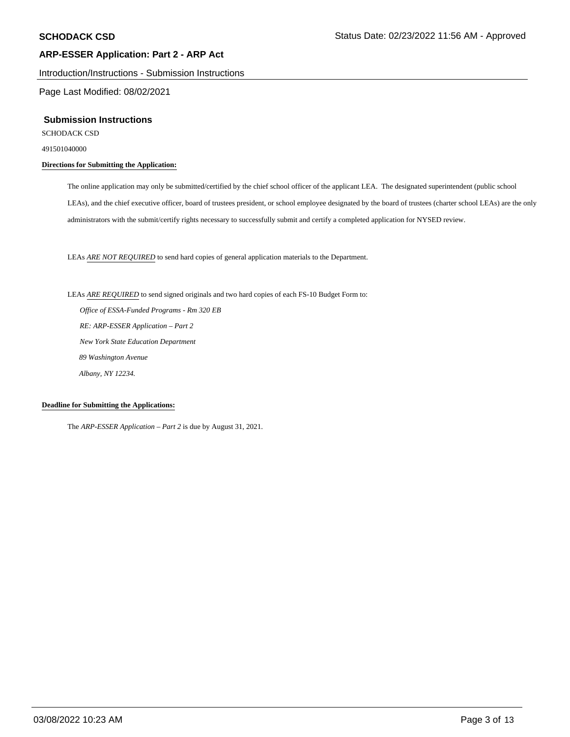## ARP-ESSER Application: Part 2 - ARP Act

Introduction/Instructions - Submission Instructions

Page Last Modified: 08/02/2021

### Submission Instructions

SCHODACK CSD

491501040000

**Directions for Submitting the Application:**

The online application may only be submitted/certified by the chief school officer of the applicant LEA. The designated superintendent (public school LEAs), and the chief executive officer, board of trustees president, or school employee designated by the board of trustees (charter school LEAs) are the only administrators with the submit/certify rights necessary to successfully submit and certify a completed application for NYSED review.

LEAs *ARE NOT REQUIRED* to send hard copies of general application materials to the Department.

LEAs *ARE REQUIRED* to send signed originals and two hard copies of each FS-10 Budget Form to:

*Office of ESSA-Funded Programs - Rm 320 EB*
*RE: ARP-ESSER Application – Part 2*
*New York State Education Department*
*89 Washington Avenue*
*Albany, NY 12234.*

**Deadline for Submitting the Applications:**

The *ARP-ESSER Application – Part 2* is due by August 31, 2021.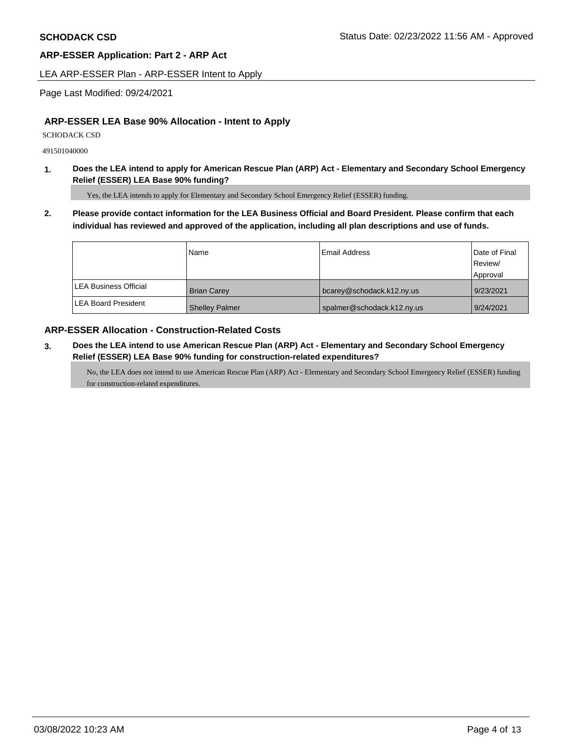## ARP-ESSER Application: Part 2 - ARP Act

LEA ARP-ESSER Plan - ARP-ESSER Intent to Apply

Page Last Modified: 09/24/2021

### ARP-ESSER LEA Base 90% Allocation - Intent to Apply

SCHODACK CSD

491501040000

**1. Does the LEA intend to apply for American Rescue Plan (ARP) Act - Elementary and Secondary School Emergency Relief (ESSER) LEA Base 90% funding?**

Yes, the LEA intends to apply for Elementary and Secondary School Emergency Relief (ESSER) funding.

**2. Please provide contact information for the LEA Business Official and Board President. Please confirm that each individual has reviewed and approved of the application, including all plan descriptions and use of funds.**

| | Name | Email Address | Date of Final Review/ Approval |
|---|---|---|---|
| LEA Business Official | Brian Carey | bcarey@schodack.k12.ny.us | 9/23/2021 |
| LEA Board President | Shelley Palmer | spalmer@schodack.k12.ny.us | 9/24/2021 |

### ARP-ESSER Allocation - Construction-Related Costs

**3. Does the LEA intend to use American Rescue Plan (ARP) Act - Elementary and Secondary School Emergency Relief (ESSER) LEA Base 90% funding for construction-related expenditures?**

No, the LEA does not intend to use American Rescue Plan (ARP) Act - Elementary and Secondary School Emergency Relief (ESSER) funding for construction-related expenditures.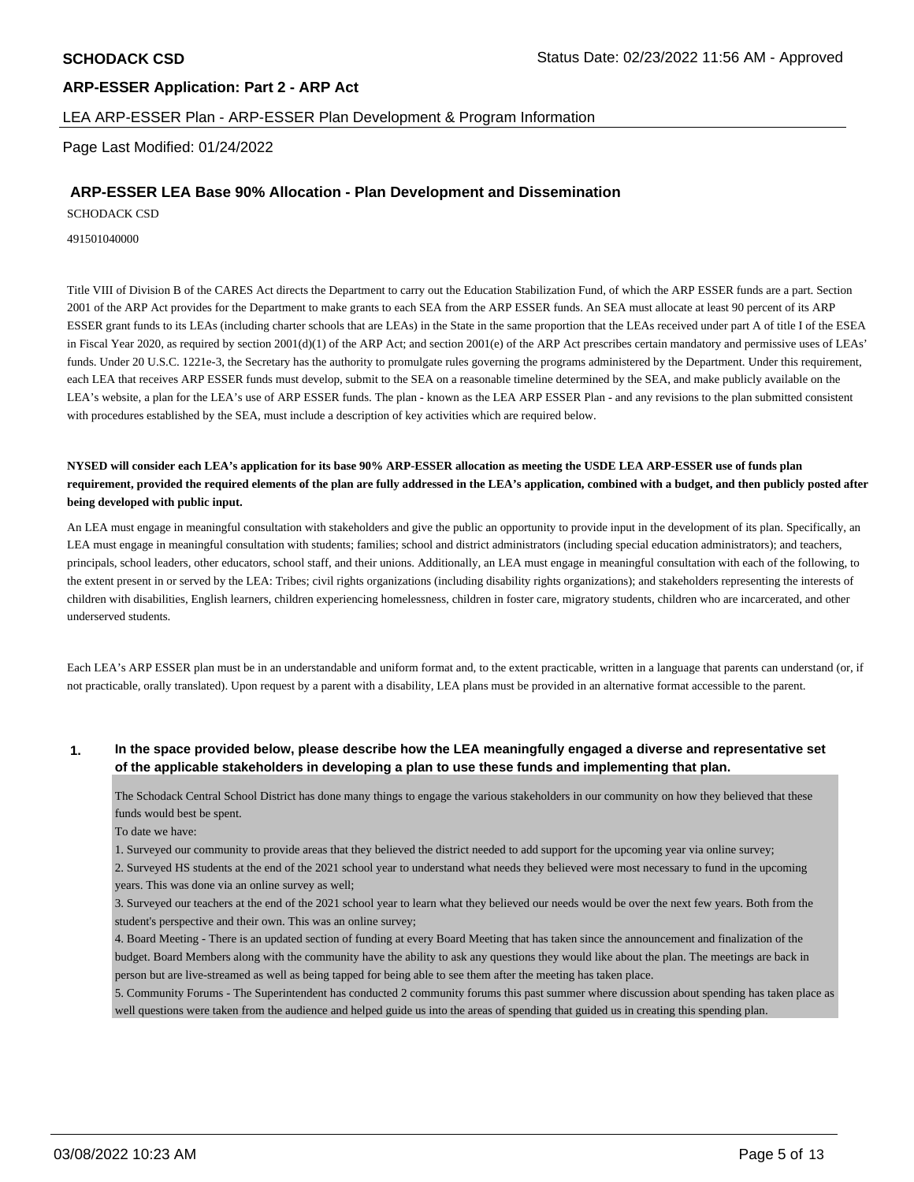**SCHODACK CSD** Status Date: 02/23/2022 11:56 AM - Approved

**ARP-ESSER Application: Part 2 - ARP Act**

LEA ARP-ESSER Plan - ARP-ESSER Plan Development & Program Information

Page Last Modified: 01/24/2022

## ARP-ESSER LEA Base 90% Allocation - Plan Development and Dissemination

SCHODACK CSD

491501040000

Title VIII of Division B of the CARES Act directs the Department to carry out the Education Stabilization Fund, of which the ARP ESSER funds are a part. Section 2001 of the ARP Act provides for the Department to make grants to each SEA from the ARP ESSER funds. An SEA must allocate at least 90 percent of its ARP ESSER grant funds to its LEAs (including charter schools that are LEAs) in the State in the same proportion that the LEAs received under part A of title I of the ESEA in Fiscal Year 2020, as required by section 2001(d)(1) of the ARP Act; and section 2001(e) of the ARP Act prescribes certain mandatory and permissive uses of LEAs' funds. Under 20 U.S.C. 1221e-3, the Secretary has the authority to promulgate rules governing the programs administered by the Department. Under this requirement, each LEA that receives ARP ESSER funds must develop, submit to the SEA on a reasonable timeline determined by the SEA, and make publicly available on the LEA's website, a plan for the LEA's use of ARP ESSER funds. The plan - known as the LEA ARP ESSER Plan - and any revisions to the plan submitted consistent with procedures established by the SEA, must include a description of key activities which are required below.

**NYSED will consider each LEA's application for its base 90% ARP-ESSER allocation as meeting the USDE LEA ARP-ESSER use of funds plan requirement, provided the required elements of the plan are fully addressed in the LEA's application, combined with a budget, and then publicly posted after being developed with public input.**

An LEA must engage in meaningful consultation with stakeholders and give the public an opportunity to provide input in the development of its plan. Specifically, an LEA must engage in meaningful consultation with students; families; school and district administrators (including special education administrators); and teachers, principals, school leaders, other educators, school staff, and their unions. Additionally, an LEA must engage in meaningful consultation with each of the following, to the extent present in or served by the LEA: Tribes; civil rights organizations (including disability rights organizations); and stakeholders representing the interests of children with disabilities, English learners, children experiencing homelessness, children in foster care, migratory students, children who are incarcerated, and other underserved students.

Each LEA's ARP ESSER plan must be in an understandable and uniform format and, to the extent practicable, written in a language that parents can understand (or, if not practicable, orally translated). Upon request by a parent with a disability, LEA plans must be provided in an alternative format accessible to the parent.

**1. In the space provided below, please describe how the LEA meaningfully engaged a diverse and representative set of the applicable stakeholders in developing a plan to use these funds and implementing that plan.**

The Schodack Central School District has done many things to engage the various stakeholders in our community on how they believed that these funds would best be spent.

To date we have:

1. Surveyed our community to provide areas that they believed the district needed to add support for the upcoming year via online survey;
2. Surveyed HS students at the end of the 2021 school year to understand what needs they believed were most necessary to fund in the upcoming years. This was done via an online survey as well;
3. Surveyed our teachers at the end of the 2021 school year to learn what they believed our needs would be over the next few years. Both from the student's perspective and their own. This was an online survey;
4. Board Meeting - There is an updated section of funding at every Board Meeting that has taken since the announcement and finalization of the budget. Board Members along with the community have the ability to ask any questions they would like about the plan. The meetings are back in person but are live-streamed as well as being tapped for being able to see them after the meeting has taken place.
5. Community Forums - The Superintendent has conducted 2 community forums this past summer where discussion about spending has taken place as well questions were taken from the audience and helped guide us into the areas of spending that guided us in creating this spending plan.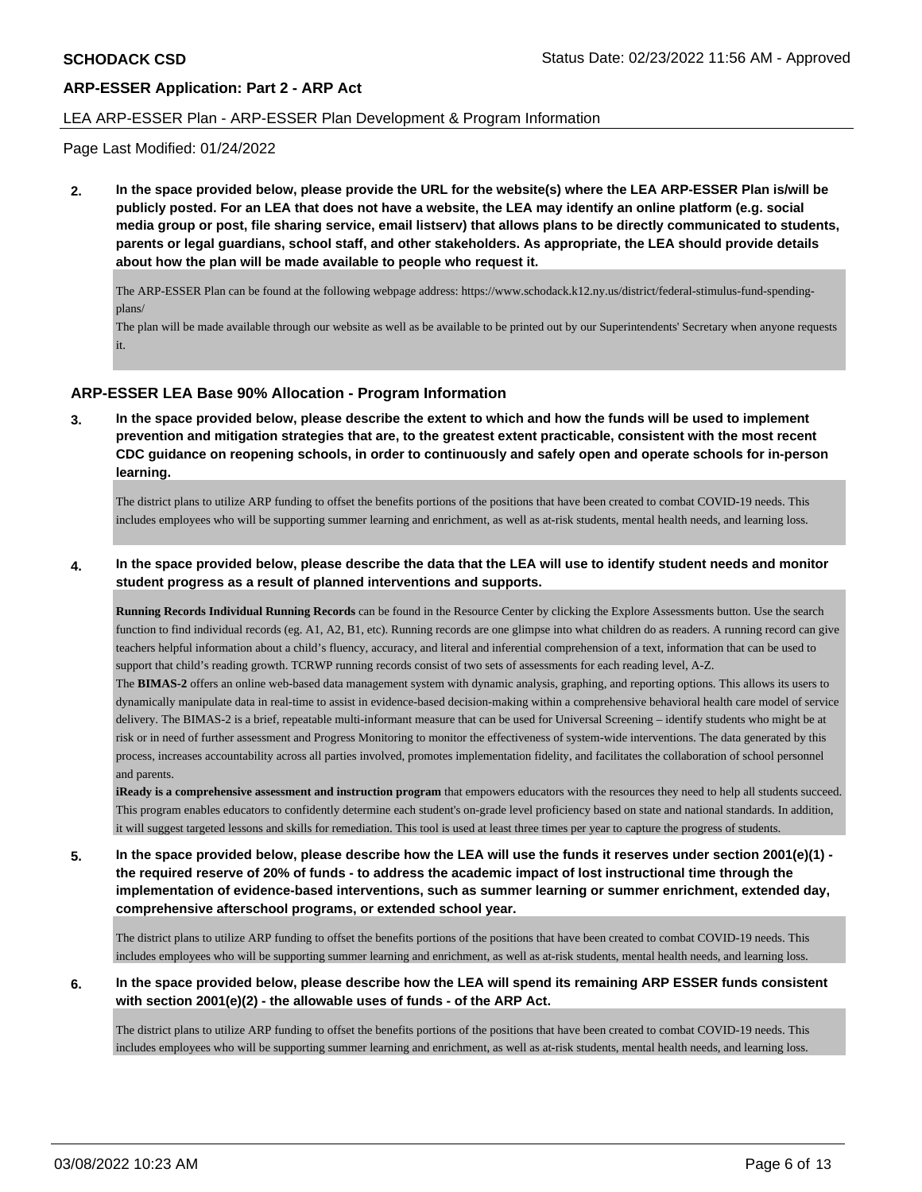LEA ARP-ESSER Plan - ARP-ESSER Plan Development & Program Information

Page Last Modified: 01/24/2022

**2. In the space provided below, please provide the URL for the website(s) where the LEA ARP-ESSER Plan is/will be publicly posted. For an LEA that does not have a website, the LEA may identify an online platform (e.g. social media group or post, file sharing service, email listserv) that allows plans to be directly communicated to students, parents or legal guardians, school staff, and other stakeholders. As appropriate, the LEA should provide details about how the plan will be made available to people who request it.**

The ARP-ESSER Plan can be found at the following webpage address: https://www.schodack.k12.ny.us/district/federal-stimulus-fund-spending-plans/
The plan will be made available through our website as well as be available to be printed out by our Superintendents' Secretary when anyone requests it.

## ARP-ESSER LEA Base 90% Allocation - Program Information

**3. In the space provided below, please describe the extent to which and how the funds will be used to implement prevention and mitigation strategies that are, to the greatest extent practicable, consistent with the most recent CDC guidance on reopening schools, in order to continuously and safely open and operate schools for in-person learning.**

The district plans to utilize ARP funding to offset the benefits portions of the positions that have been created to combat COVID-19 needs. This includes employees who will be supporting summer learning and enrichment, as well as at-risk students, mental health needs, and learning loss.

**4. In the space provided below, please describe the data that the LEA will use to identify student needs and monitor student progress as a result of planned interventions and supports.**

**Running Records Individual Running Records** can be found in the Resource Center by clicking the Explore Assessments button. Use the search function to find individual records (eg. A1, A2, B1, etc). Running records are one glimpse into what children do as readers. A running record can give teachers helpful information about a child's fluency, accuracy, and literal and inferential comprehension of a text, information that can be used to support that child's reading growth. TCRWP running records consist of two sets of assessments for each reading level, A-Z.
The **BIMAS-2** offers an online web-based data management system with dynamic analysis, graphing, and reporting options. This allows its users to dynamically manipulate data in real-time to assist in evidence-based decision-making within a comprehensive behavioral health care model of service delivery. The BIMAS-2 is a brief, repeatable multi-informant measure that can be used for Universal Screening – identify students who might be at risk or in need of further assessment and Progress Monitoring to monitor the effectiveness of system-wide interventions. The data generated by this process, increases accountability across all parties involved, promotes implementation fidelity, and facilitates the collaboration of school personnel and parents.
**iReady is a comprehensive assessment and instruction program** that empowers educators with the resources they need to help all students succeed. This program enables educators to confidently determine each student's on-grade level proficiency based on state and national standards. In addition, it will suggest targeted lessons and skills for remediation. This tool is used at least three times per year to capture the progress of students.

**5. In the space provided below, please describe how the LEA will use the funds it reserves under section 2001(e)(1) - the required reserve of 20% of funds - to address the academic impact of lost instructional time through the implementation of evidence-based interventions, such as summer learning or summer enrichment, extended day, comprehensive afterschool programs, or extended school year.**

The district plans to utilize ARP funding to offset the benefits portions of the positions that have been created to combat COVID-19 needs. This includes employees who will be supporting summer learning and enrichment, as well as at-risk students, mental health needs, and learning loss.

**6. In the space provided below, please describe how the LEA will spend its remaining ARP ESSER funds consistent with section 2001(e)(2) - the allowable uses of funds - of the ARP Act.**

The district plans to utilize ARP funding to offset the benefits portions of the positions that have been created to combat COVID-19 needs. This includes employees who will be supporting summer learning and enrichment, as well as at-risk students, mental health needs, and learning loss.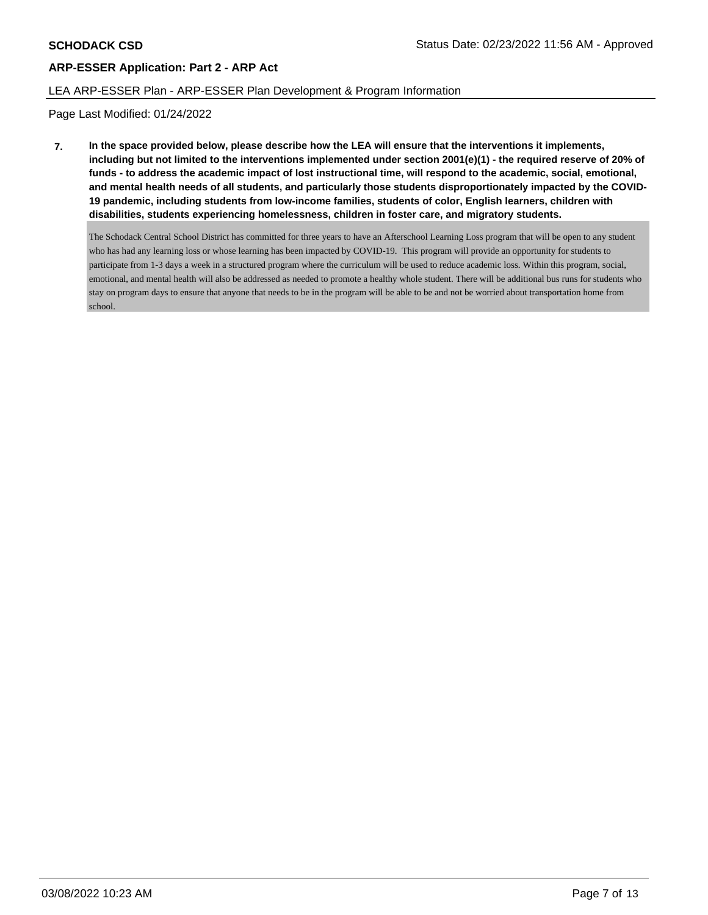**SCHODACK CSD** Status Date: 02/23/2022 11:56 AM - Approved

**ARP-ESSER Application: Part 2 - ARP Act**

LEA ARP-ESSER Plan - ARP-ESSER Plan Development & Program Information

Page Last Modified: 01/24/2022

**7. In the space provided below, please describe how the LEA will ensure that the interventions it implements, including but not limited to the interventions implemented under section 2001(e)(1) - the required reserve of 20% of funds - to address the academic impact of lost instructional time, will respond to the academic, social, emotional, and mental health needs of all students, and particularly those students disproportionately impacted by the COVID-19 pandemic, including students from low-income families, students of color, English learners, children with disabilities, students experiencing homelessness, children in foster care, and migratory students.**

The Schodack Central School District has committed for three years to have an Afterschool Learning Loss program that will be open to any student who has had any learning loss or whose learning has been impacted by COVID-19. This program will provide an opportunity for students to participate from 1-3 days a week in a structured program where the curriculum will be used to reduce academic loss. Within this program, social, emotional, and mental health will also be addressed as needed to promote a healthy whole student. There will be additional bus runs for students who stay on program days to ensure that anyone that needs to be in the program will be able to be and not be worried about transportation home from school.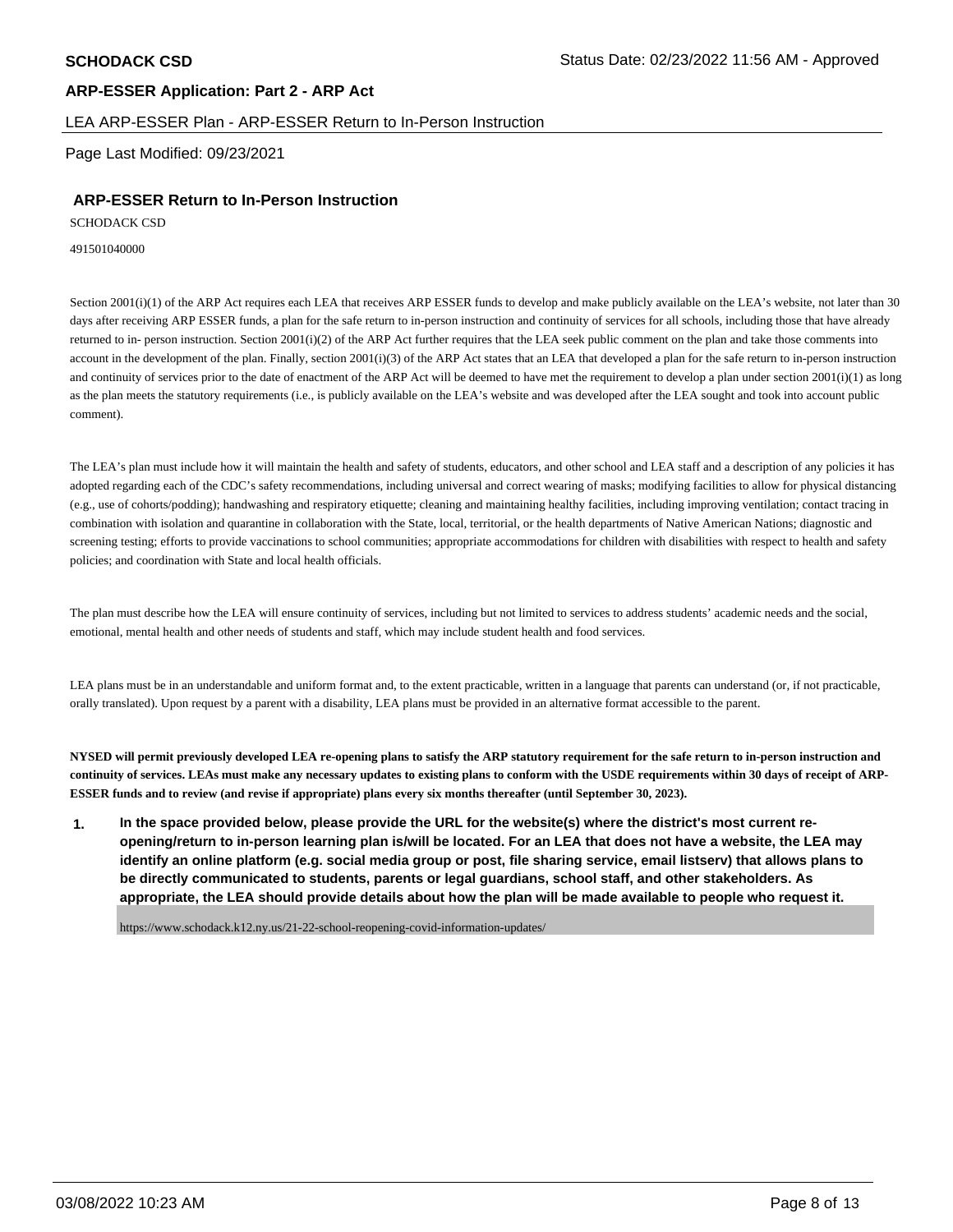## ARP-ESSER Application: Part 2 - ARP Act

LEA ARP-ESSER Plan - ARP-ESSER Return to In-Person Instruction

Page Last Modified: 09/23/2021

### ARP-ESSER Return to In-Person Instruction

SCHODACK CSD

491501040000

Section 2001(i)(1) of the ARP Act requires each LEA that receives ARP ESSER funds to develop and make publicly available on the LEA's website, not later than 30 days after receiving ARP ESSER funds, a plan for the safe return to in-person instruction and continuity of services for all schools, including those that have already returned to in- person instruction. Section 2001(i)(2) of the ARP Act further requires that the LEA seek public comment on the plan and take those comments into account in the development of the plan. Finally, section 2001(i)(3) of the ARP Act states that an LEA that developed a plan for the safe return to in-person instruction and continuity of services prior to the date of enactment of the ARP Act will be deemed to have met the requirement to develop a plan under section 2001(i)(1) as long as the plan meets the statutory requirements (i.e., is publicly available on the LEA's website and was developed after the LEA sought and took into account public comment).

The LEA's plan must include how it will maintain the health and safety of students, educators, and other school and LEA staff and a description of any policies it has adopted regarding each of the CDC's safety recommendations, including universal and correct wearing of masks; modifying facilities to allow for physical distancing (e.g., use of cohorts/podding); handwashing and respiratory etiquette; cleaning and maintaining healthy facilities, including improving ventilation; contact tracing in combination with isolation and quarantine in collaboration with the State, local, territorial, or the health departments of Native American Nations; diagnostic and screening testing; efforts to provide vaccinations to school communities; appropriate accommodations for children with disabilities with respect to health and safety policies; and coordination with State and local health officials.

The plan must describe how the LEA will ensure continuity of services, including but not limited to services to address students' academic needs and the social, emotional, mental health and other needs of students and staff, which may include student health and food services.

LEA plans must be in an understandable and uniform format and, to the extent practicable, written in a language that parents can understand (or, if not practicable, orally translated). Upon request by a parent with a disability, LEA plans must be provided in an alternative format accessible to the parent.

**NYSED will permit previously developed LEA re-opening plans to satisfy the ARP statutory requirement for the safe return to in-person instruction and continuity of services. LEAs must make any necessary updates to existing plans to conform with the USDE requirements within 30 days of receipt of ARP-ESSER funds and to review (and revise if appropriate) plans every six months thereafter (until September 30, 2023).**

1. **In the space provided below, please provide the URL for the website(s) where the district's most current re-opening/return to in-person learning plan is/will be located. For an LEA that does not have a website, the LEA may identify an online platform (e.g. social media group or post, file sharing service, email listserv) that allows plans to be directly communicated to students, parents or legal guardians, school staff, and other stakeholders. As appropriate, the LEA should provide details about how the plan will be made available to people who request it.**

   https://www.schodack.k12.ny.us/21-22-school-reopening-covid-information-updates/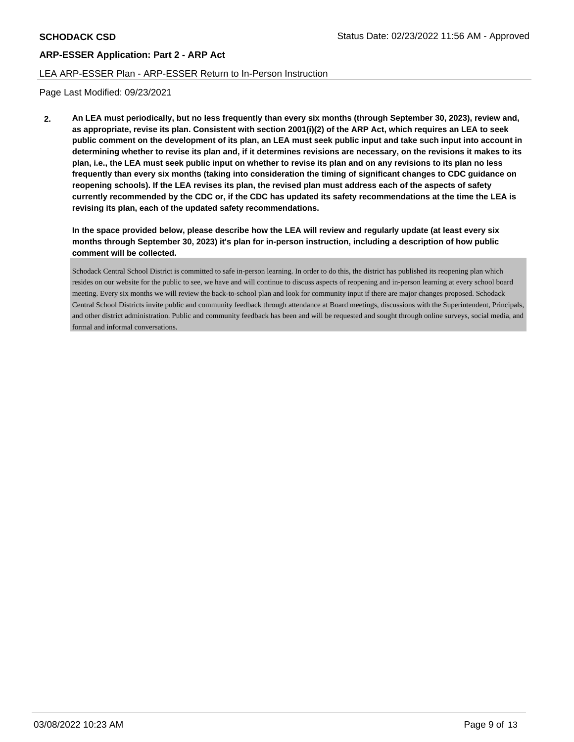**ARP-ESSER Application: Part 2 - ARP Act**

LEA ARP-ESSER Plan - ARP-ESSER Return to In-Person Instruction

Page Last Modified: 09/23/2021

**2. An LEA must periodically, but no less frequently than every six months (through September 30, 2023), review and, as appropriate, revise its plan. Consistent with section 2001(i)(2) of the ARP Act, which requires an LEA to seek public comment on the development of its plan, an LEA must seek public input and take such input into account in determining whether to revise its plan and, if it determines revisions are necessary, on the revisions it makes to its plan, i.e., the LEA must seek public input on whether to revise its plan and on any revisions to its plan no less frequently than every six months (taking into consideration the timing of significant changes to CDC guidance on reopening schools). If the LEA revises its plan, the revised plan must address each of the aspects of safety currently recommended by the CDC or, if the CDC has updated its safety recommendations at the time the LEA is revising its plan, each of the updated safety recommendations.**

**In the space provided below, please describe how the LEA will review and regularly update (at least every six months through September 30, 2023) it's plan for in-person instruction, including a description of how public comment will be collected.**

Schodack Central School District is committed to safe in-person learning. In order to do this, the district has published its reopening plan which resides on our website for the public to see, we have and will continue to discuss aspects of reopening and in-person learning at every school board meeting. Every six months we will review the back-to-school plan and look for community input if there are major changes proposed. Schodack Central School Districts invite public and community feedback through attendance at Board meetings, discussions with the Superintendent, Principals, and other district administration. Public and community feedback has been and will be requested and sought through online surveys, social media, and formal and informal conversations.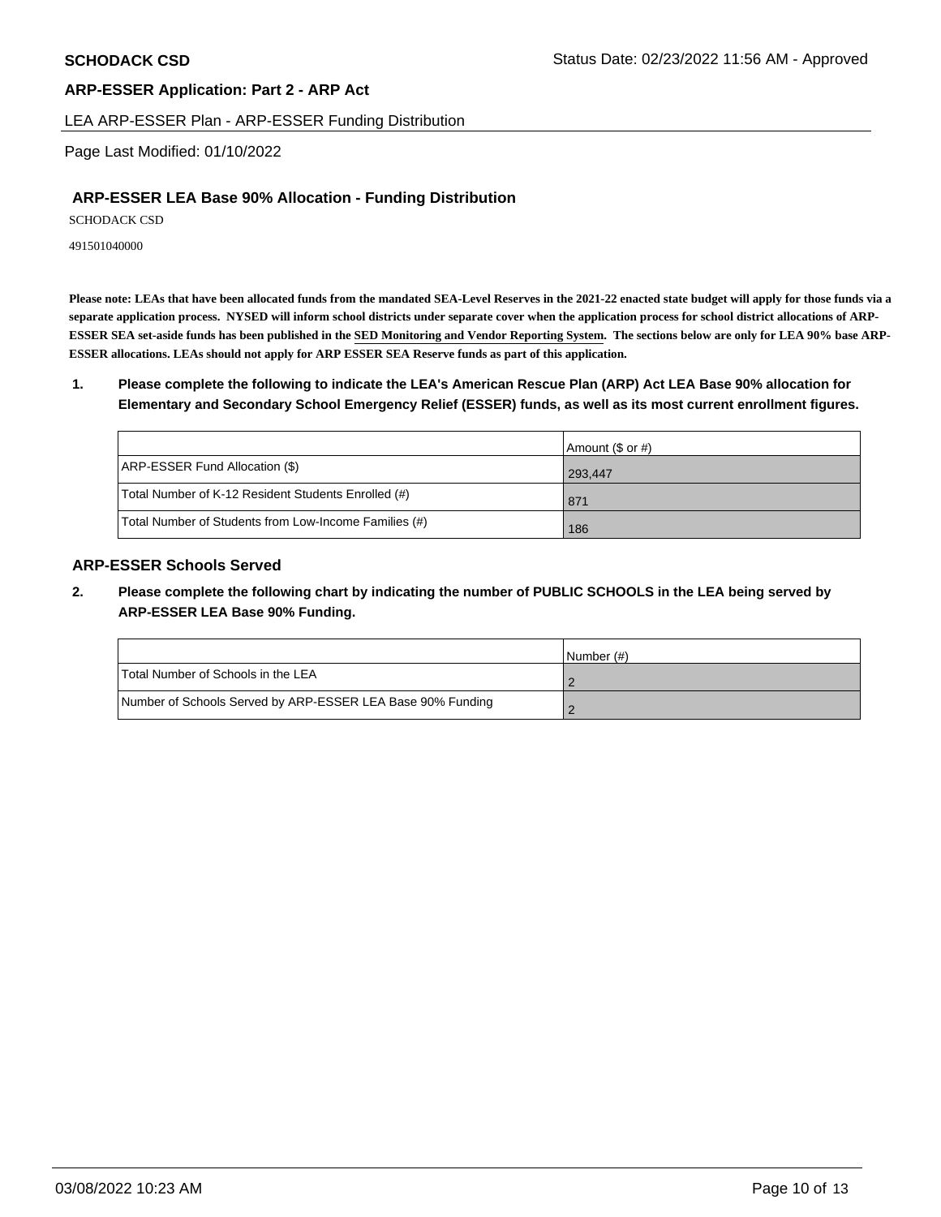**SCHODACK CSD**

Status Date: 02/23/2022 11:56 AM - Approved

## ARP-ESSER Application: Part 2 - ARP Act

LEA ARP-ESSER Plan - ARP-ESSER Funding Distribution

Page Last Modified: 01/10/2022

### ARP-ESSER LEA Base 90% Allocation - Funding Distribution

SCHODACK CSD

491501040000

**Please note: LEAs that have been allocated funds from the mandated SEA-Level Reserves in the 2021-22 enacted state budget will apply for those funds via a separate application process. NYSED will inform school districts under separate cover when the application process for school district allocations of ARP-ESSER SEA set-aside funds has been published in the SED Monitoring and Vendor Reporting System. The sections below are only for LEA 90% base ARP-ESSER allocations. LEAs should not apply for ARP ESSER SEA Reserve funds as part of this application.**

**1. Please complete the following to indicate the LEA's American Rescue Plan (ARP) Act LEA Base 90% allocation for Elementary and Secondary School Emergency Relief (ESSER) funds, as well as its most current enrollment figures.**

| | Amount ($ or #) |
|---|---|
| ARP-ESSER Fund Allocation ($) | 293,447 |
| Total Number of K-12 Resident Students Enrolled (#) | 871 |
| Total Number of Students from Low-Income Families (#) | 186 |

### ARP-ESSER Schools Served

**2. Please complete the following chart by indicating the number of PUBLIC SCHOOLS in the LEA being served by ARP-ESSER LEA Base 90% Funding.**

| | Number (#) |
|---|---|
| Total Number of Schools in the LEA | 2 |
| Number of Schools Served by ARP-ESSER LEA Base 90% Funding | 2 |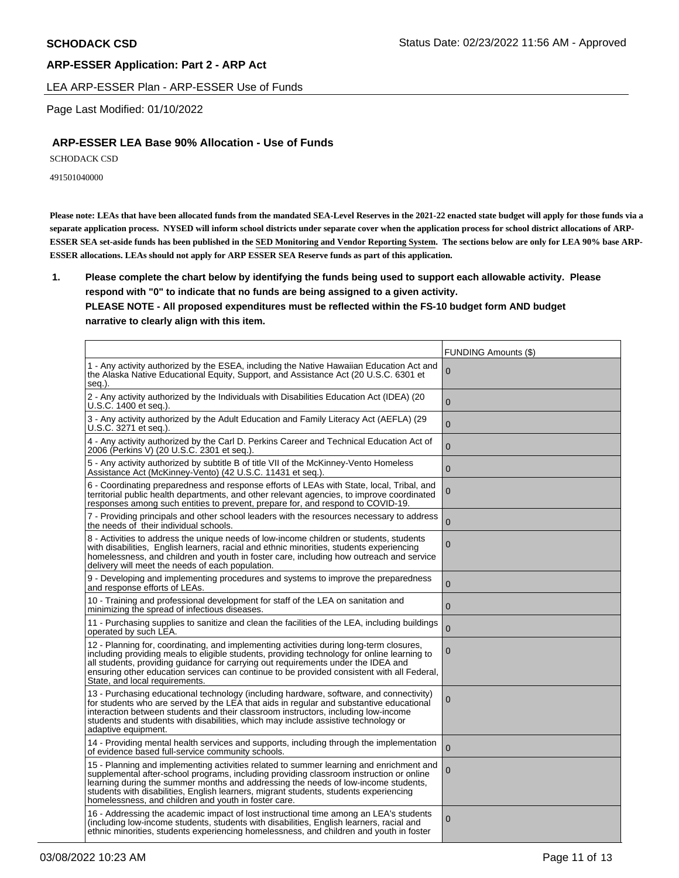# ARP-ESSER Application: Part 2 - ARP Act

LEA ARP-ESSER Plan - ARP-ESSER Use of Funds

Page Last Modified: 01/10/2022

## ARP-ESSER LEA Base 90% Allocation - Use of Funds

SCHODACK CSD

491501040000

**Please note: LEAs that have been allocated funds from the mandated SEA-Level Reserves in the 2021-22 enacted state budget will apply for those funds via a separate application process. NYSED will inform school districts under separate cover when the application process for school district allocations of ARP-ESSER SEA set-aside funds has been published in the SED Monitoring and Vendor Reporting System. The sections below are only for LEA 90% base ARP-ESSER allocations. LEAs should not apply for ARP ESSER SEA Reserve funds as part of this application.**

1. **Please complete the chart below by identifying the funds being used to support each allowable activity. Please respond with "0" to indicate that no funds are being assigned to a given activity.**
   **PLEASE NOTE - All proposed expenditures must be reflected within the FS-10 budget form AND budget narrative to clearly align with this item.**

| | FUNDING Amounts ($) |
|---|---|
| 1 - Any activity authorized by the ESEA, including the Native Hawaiian Education Act and the Alaska Native Educational Equity, Support, and Assistance Act (20 U.S.C. 6301 et seq.). | 0 |
| 2 - Any activity authorized by the Individuals with Disabilities Education Act (IDEA) (20 U.S.C. 1400 et seq.). | 0 |
| 3 - Any activity authorized by the Adult Education and Family Literacy Act (AEFLA) (29 U.S.C. 3271 et seq.). | 0 |
| 4 - Any activity authorized by the Carl D. Perkins Career and Technical Education Act of 2006 (Perkins V) (20 U.S.C. 2301 et seq.). | 0 |
| 5 - Any activity authorized by subtitle B of title VII of the McKinney-Vento Homeless Assistance Act (McKinney-Vento) (42 U.S.C. 11431 et seq.). | 0 |
| 6 - Coordinating preparedness and response efforts of LEAs with State, local, Tribal, and territorial public health departments, and other relevant agencies, to improve coordinated responses among such entities to prevent, prepare for, and respond to COVID-19. | 0 |
| 7 - Providing principals and other school leaders with the resources necessary to address the needs of their individual schools. | 0 |
| 8 - Activities to address the unique needs of low-income children or students, students with disabilities, English learners, racial and ethnic minorities, students experiencing homelessness, and children and youth in foster care, including how outreach and service delivery will meet the needs of each population. | 0 |
| 9 - Developing and implementing procedures and systems to improve the preparedness and response efforts of LEAs. | 0 |
| 10 - Training and professional development for staff of the LEA on sanitation and minimizing the spread of infectious diseases. | 0 |
| 11 - Purchasing supplies to sanitize and clean the facilities of the LEA, including buildings operated by such LEA. | 0 |
| 12 - Planning for, coordinating, and implementing activities during long-term closures, including providing meals to eligible students, providing technology for online learning to all students, providing guidance for carrying out requirements under the IDEA and ensuring other education services can continue to be provided consistent with all Federal, State, and local requirements. | 0 |
| 13 - Purchasing educational technology (including hardware, software, and connectivity) for students who are served by the LEA that aids in regular and substantive educational interaction between students and their classroom instructors, including low-income students and students with disabilities, which may include assistive technology or adaptive equipment. | 0 |
| 14 - Providing mental health services and supports, including through the implementation of evidence based full-service community schools. | 0 |
| 15 - Planning and implementing activities related to summer learning and enrichment and supplemental after-school programs, including providing classroom instruction or online learning during the summer months and addressing the needs of low-income students, students with disabilities, English learners, migrant students, students experiencing homelessness, and children and youth in foster care. | 0 |
| 16 - Addressing the academic impact of lost instructional time among an LEA's students (including low-income students, students with disabilities, English learners, racial and ethnic minorities, students experiencing homelessness, and children and youth in foster | 0 |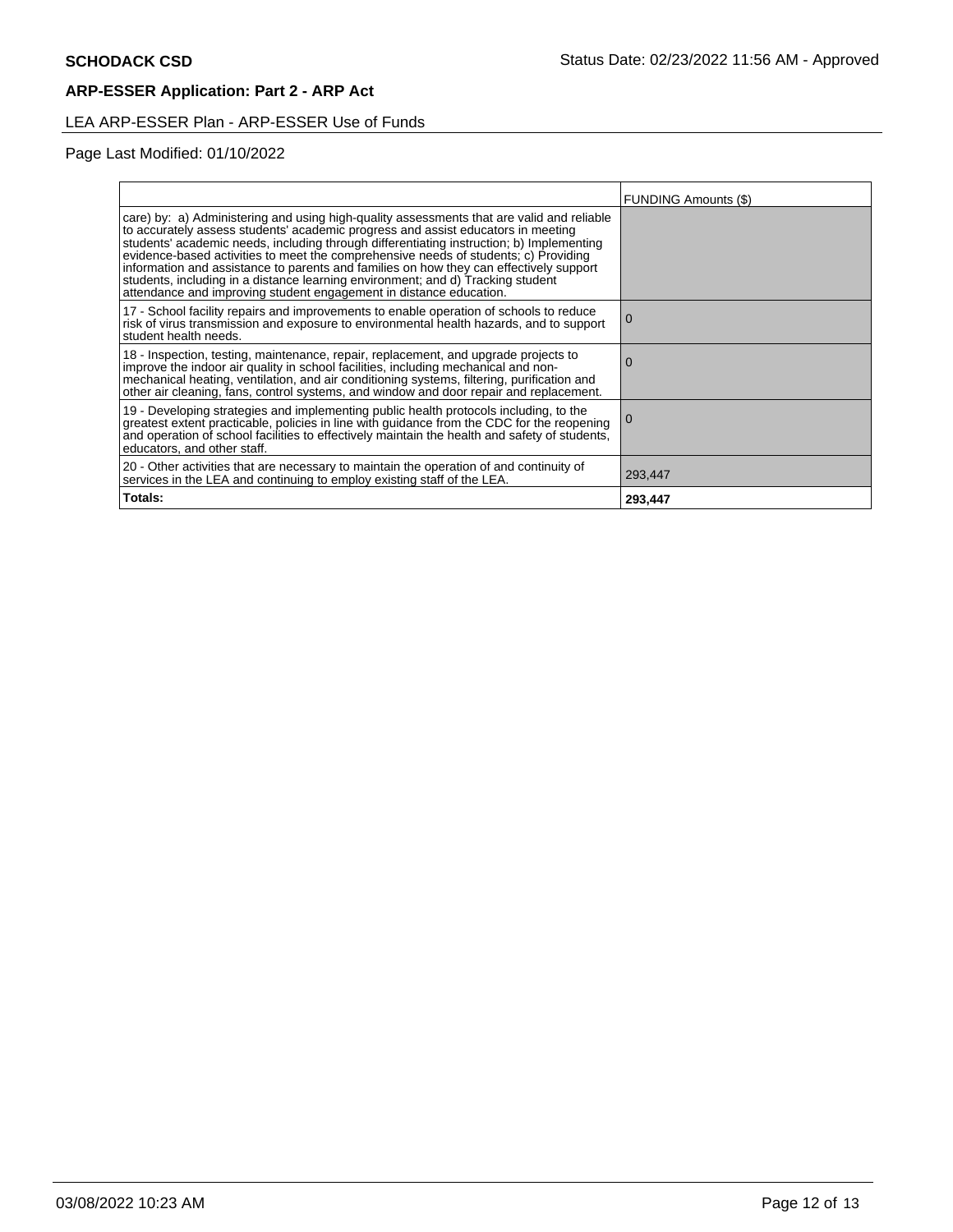**SCHODACK CSD**

Status Date: 02/23/2022 11:56 AM - Approved

**ARP-ESSER Application: Part 2 - ARP Act**

LEA ARP-ESSER Plan - ARP-ESSER Use of Funds

Page Last Modified: 01/10/2022

| | FUNDING Amounts ($) |
|---|---|
| care) by: a) Administering and using high-quality assessments that are valid and reliable to accurately assess students' academic progress and assist educators in meeting students' academic needs, including through differentiating instruction; b) Implementing evidence-based activities to meet the comprehensive needs of students; c) Providing information and assistance to parents and families on how they can effectively support students, including in a distance learning environment; and d) Tracking student attendance and improving student engagement in distance education. | |
| 17 - School facility repairs and improvements to enable operation of schools to reduce risk of virus transmission and exposure to environmental health hazards, and to support student health needs. | 0 |
| 18 - Inspection, testing, maintenance, repair, replacement, and upgrade projects to improve the indoor air quality in school facilities, including mechanical and non-mechanical heating, ventilation, and air conditioning systems, filtering, purification and other air cleaning, fans, control systems, and window and door repair and replacement. | 0 |
| 19 - Developing strategies and implementing public health protocols including, to the greatest extent practicable, policies in line with guidance from the CDC for the reopening and operation of school facilities to effectively maintain the health and safety of students, educators, and other staff. | 0 |
| 20 - Other activities that are necessary to maintain the operation of and continuity of services in the LEA and continuing to employ existing staff of the LEA. | 293,447 |
| **Totals:** | **293,447** |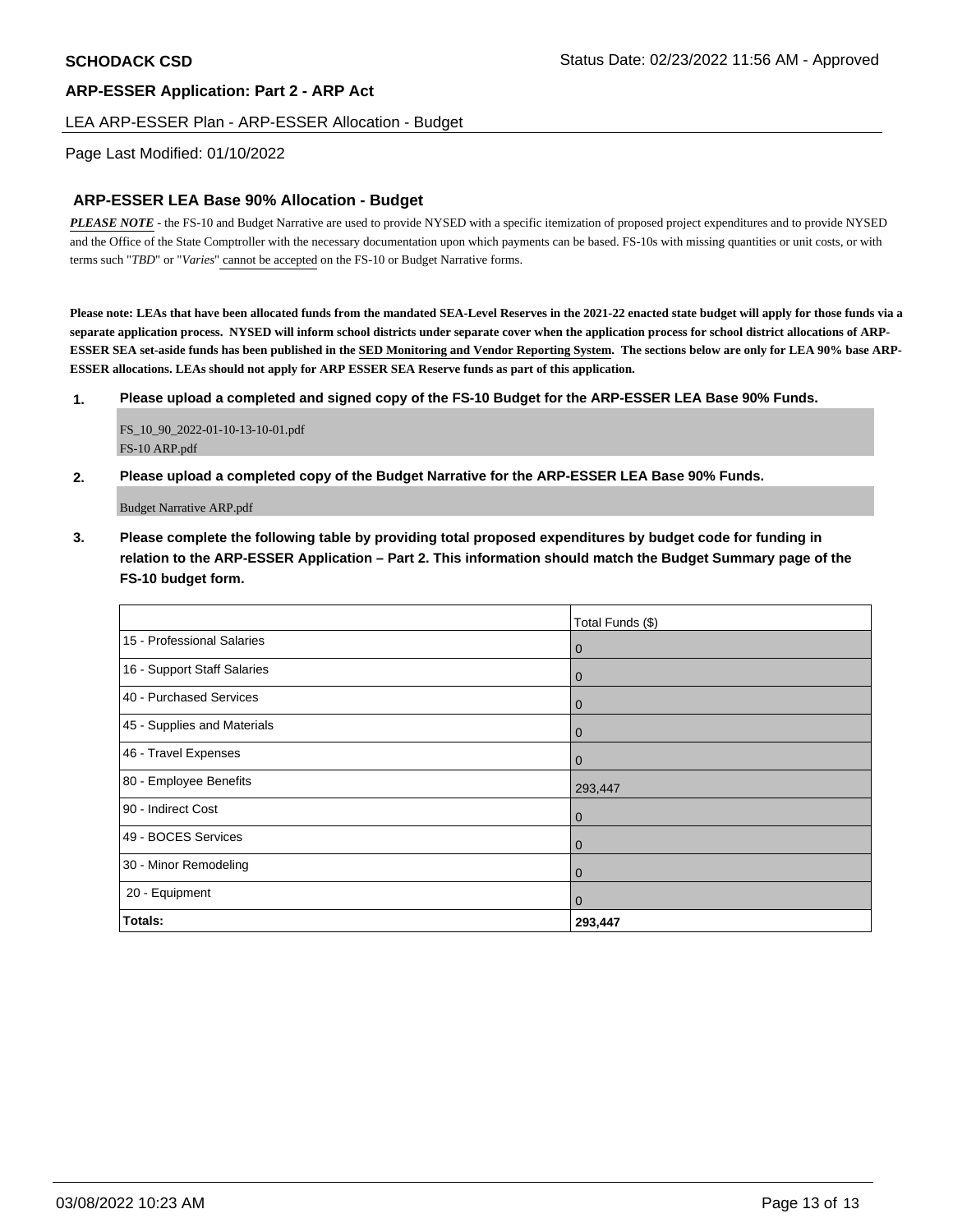**SCHODACK CSD** Status Date: 02/23/2022 11:56 AM - Approved

**ARP-ESSER Application: Part 2 - ARP Act**

LEA ARP-ESSER Plan - ARP-ESSER Allocation - Budget

Page Last Modified: 01/10/2022

## ARP-ESSER LEA Base 90% Allocation - Budget

***PLEASE NOTE*** - the FS-10 and Budget Narrative are used to provide NYSED with a specific itemization of proposed project expenditures and to provide NYSED and the Office of the State Comptroller with the necessary documentation upon which payments can be based. FS-10s with missing quantities or unit costs, or with terms such "*TBD*" or "*Varies*" cannot be accepted on the FS-10 or Budget Narrative forms.

**Please note: LEAs that have been allocated funds from the mandated SEA-Level Reserves in the 2021-22 enacted state budget will apply for those funds via a separate application process. NYSED will inform school districts under separate cover when the application process for school district allocations of ARP-ESSER SEA set-aside funds has been published in the SED Monitoring and Vendor Reporting System. The sections below are only for LEA 90% base ARP-ESSER allocations. LEAs should not apply for ARP ESSER SEA Reserve funds as part of this application.**

**1. Please upload a completed and signed copy of the FS-10 Budget for the ARP-ESSER LEA Base 90% Funds.**

FS_10_90_2022-01-10-13-10-01.pdf
FS-10 ARP.pdf

**2. Please upload a completed copy of the Budget Narrative for the ARP-ESSER LEA Base 90% Funds.**

Budget Narrative ARP.pdf

**3. Please complete the following table by providing total proposed expenditures by budget code for funding in relation to the ARP-ESSER Application – Part 2. This information should match the Budget Summary page of the FS-10 budget form.**

| | Total Funds ($) |
|---|---|
| 15 - Professional Salaries | 0 |
| 16 - Support Staff Salaries | 0 |
| 40 - Purchased Services | 0 |
| 45 - Supplies and Materials | 0 |
| 46 - Travel Expenses | 0 |
| 80 - Employee Benefits | 293,447 |
| 90 - Indirect Cost | 0 |
| 49 - BOCES Services | 0 |
| 30 - Minor Remodeling | 0 |
| 20 - Equipment | 0 |
| **Totals:** | **293,447** |